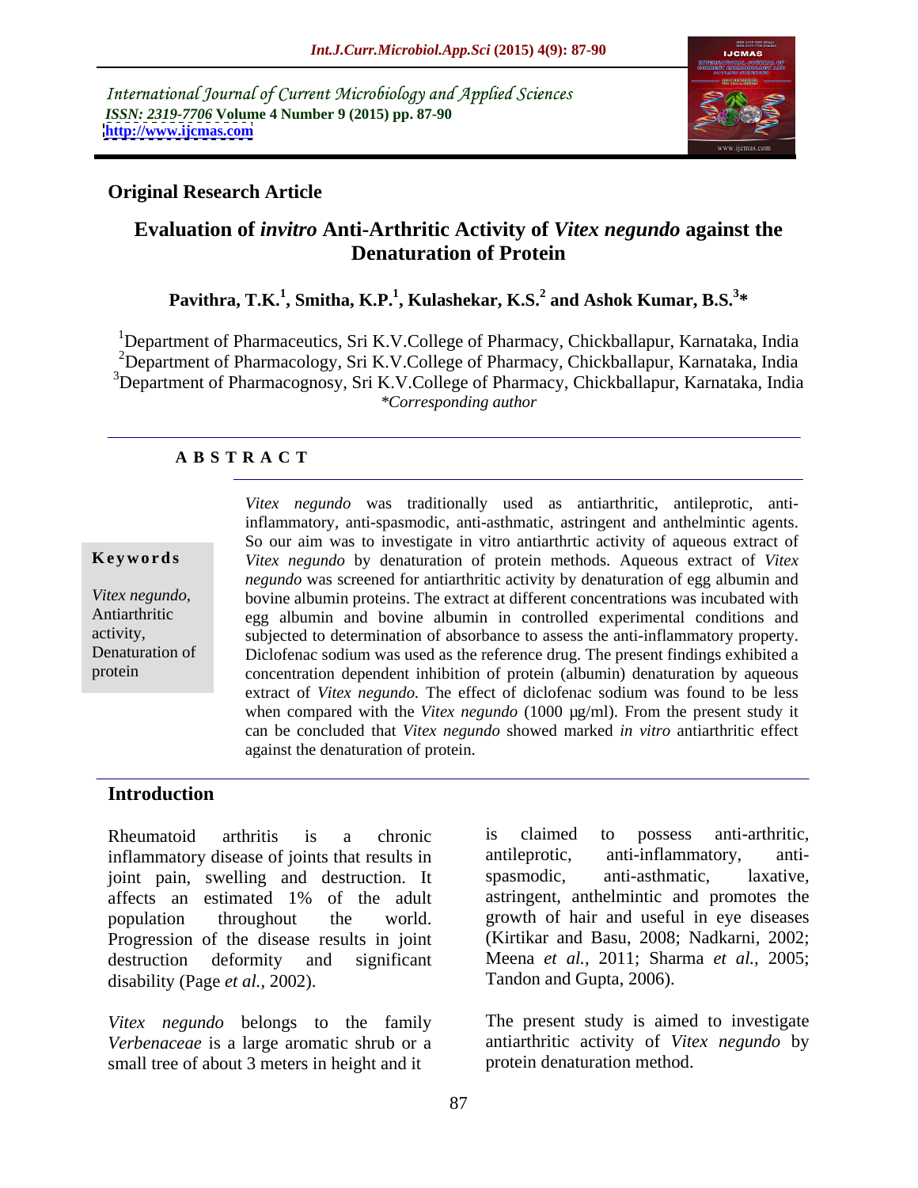International Journal of Current Microbiology and Applied Sciences
*ISSN: 2319-7706* **Volume 4 Number 9 (2015) pp. 87-90**
**http://www.ijcmas.com**

**Original Research Article**

# Evaluation of *invitro* Anti-Arthritic Activity of *Vitex negundo* against the Denaturation of Protein

**Pavithra, T.K.[1], Smitha, K.P.[1], Kulashekar, K.S.[2] and Ashok Kumar, B.S.[3]***

[1]Department of Pharmaceutics, Sri K.V.College of Pharmacy, Chickballapur, Karnataka, India
[2]Department of Pharmacology, Sri K.V.College of Pharmacy, Chickballapur, Karnataka, India
[3]Department of Pharmacognosy, Sri K.V.College of Pharmacy, Chickballapur, Karnataka, India
*\*Corresponding author*

## ABSTRACT

**Keywords**

*Vitex negundo*, Antiarthritic activity, Denaturation of protein

*Vitex negundo* was traditionally used as antiarthritic, antileprotic, anti-inflammatory, anti-spasmodic, anti-asthmatic, astringent and anthelmintic agents. So our aim was to investigate in vitro antiarthrtic activity of aqueous extract of *Vitex negundo* by denaturation of protein methods. Aqueous extract of *Vitex negundo* was screened for antiarthritic activity by denaturation of egg albumin and bovine albumin proteins. The extract at different concentrations was incubated with egg albumin and bovine albumin in controlled experimental conditions and subjected to determination of absorbance to assess the anti-inflammatory property. Diclofenac sodium was used as the reference drug. The present findings exhibited a concentration dependent inhibition of protein (albumin) denaturation by aqueous extract of *Vitex negundo.* The effect of diclofenac sodium was found to be less when compared with the *Vitex negundo* (1000 μg/ml). From the present study it can be concluded that *Vitex negundo* showed marked *in vitro* antiarthritic effect against the denaturation of protein.

## Introduction

Rheumatoid arthritis is a chronic inflammatory disease of joints that results in joint pain, swelling and destruction. It affects an estimated 1% of the adult population throughout the world. Progression of the disease results in joint destruction deformity and significant disability (Page *et al.,* 2002).

*Vitex negundo* belongs to the family *Verbenaceae* is a large aromatic shrub or a small tree of about 3 meters in height and it is claimed to possess anti-arthritic, antileprotic, anti-inflammatory, anti-spasmodic, anti-asthmatic, laxative, astringent, anthelmintic and promotes the growth of hair and useful in eye diseases (Kirtikar and Basu, 2008; Nadkarni, 2002; Meena *et al.,* 2011; Sharma *et al.,* 2005; Tandon and Gupta, 2006).

The present study is aimed to investigate antiarthritic activity of *Vitex negundo* by protein denaturation method.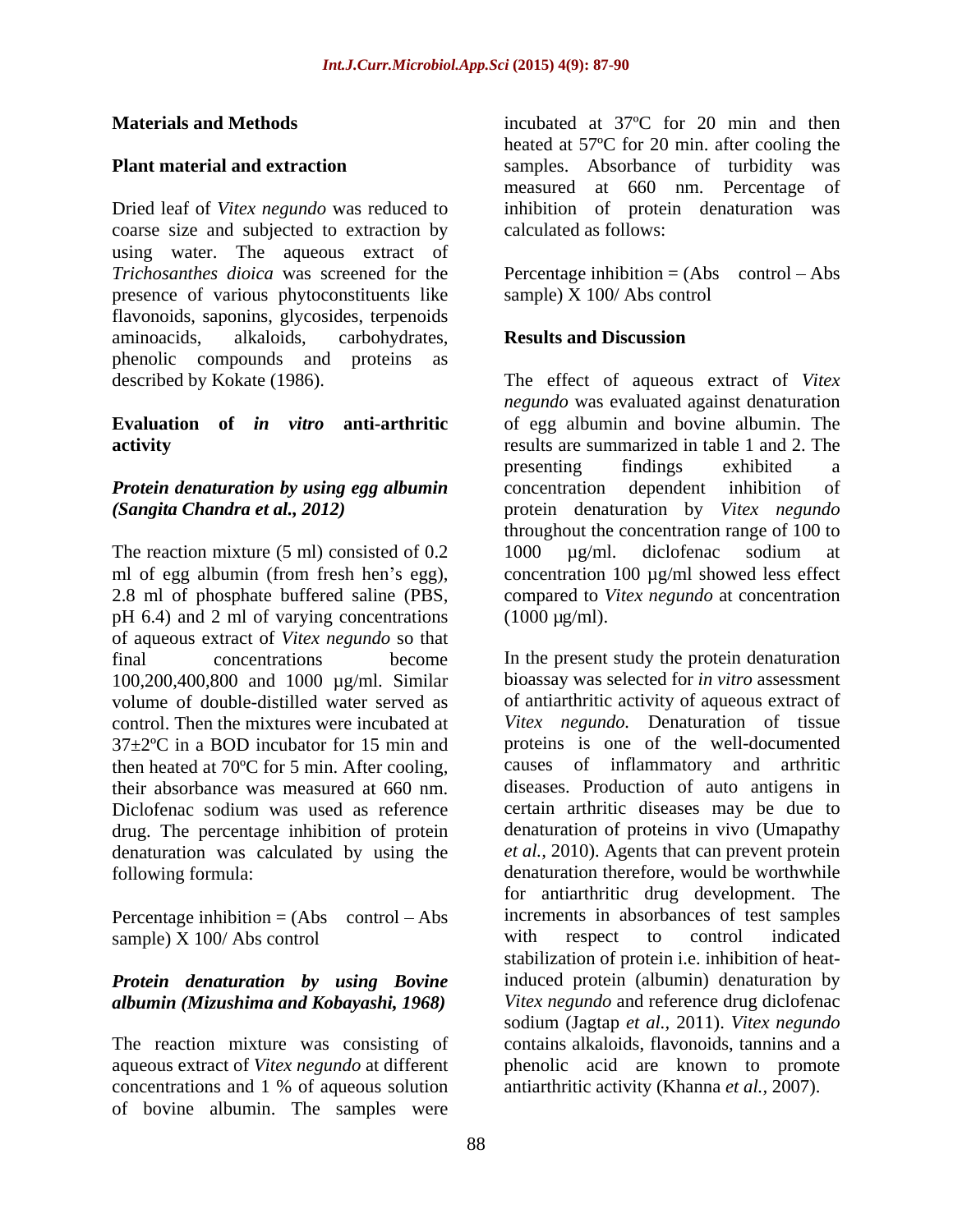## Materials and Methods

### Plant material and extraction

Dried leaf of *Vitex negundo* was reduced to coarse size and subjected to extraction by using water. The aqueous extract of *Trichosanthes dioica* was screened for the presence of various phytoconstituents like flavonoids, saponins, glycosides, terpenoids aminoacids, alkaloids, carbohydrates, phenolic compounds and proteins as described by Kokate (1986).

### Evaluation of *in vitro* anti-arthritic activity

#### *Protein denaturation by using egg albumin (Sangita Chandra et al., 2012)*

The reaction mixture (5 ml) consisted of 0.2 ml of egg albumin (from fresh hen's egg), 2.8 ml of phosphate buffered saline (PBS, pH 6.4) and 2 ml of varying concentrations of aqueous extract of *Vitex negundo* so that final concentrations become 100,200,400,800 and 1000 µg/ml. Similar volume of double-distilled water served as control. Then the mixtures were incubated at 37±2ºC in a BOD incubator for 15 min and then heated at 70ºC for 5 min. After cooling, their absorbance was measured at 660 nm. Diclofenac sodium was used as reference drug. The percentage inhibition of protein denaturation was calculated by using the following formula:

Percentage inhibition = (Abs control – Abs sample) X 100/ Abs control

#### *Protein denaturation by using Bovine albumin (Mizushima and Kobayashi, 1968)*

The reaction mixture was consisting of aqueous extract of *Vitex negundo* at different concentrations and 1 % of aqueous solution of bovine albumin. The samples were incubated at 37ºC for 20 min and then heated at 57ºC for 20 min. after cooling the samples. Absorbance of turbidity was measured at 660 nm. Percentage of inhibition of protein denaturation was calculated as follows:

Percentage inhibition = (Abs control – Abs sample) X 100/ Abs control

## Results and Discussion

The effect of aqueous extract of *Vitex negundo* was evaluated against denaturation of egg albumin and bovine albumin. The results are summarized in table 1 and 2. The presenting findings exhibited a concentration dependent inhibition of protein denaturation by *Vitex negundo* throughout the concentration range of 100 to 1000 µg/ml. diclofenac sodium at concentration 100 µg/ml showed less effect compared to *Vitex negundo* at concentration (1000 µg/ml).

In the present study the protein denaturation bioassay was selected for *in vitro* assessment of antiarthritic activity of aqueous extract of *Vitex negundo.* Denaturation of tissue proteins is one of the well-documented causes of inflammatory and arthritic diseases. Production of auto antigens in certain arthritic diseases may be due to denaturation of proteins in vivo (Umapathy *et al.,* 2010). Agents that can prevent protein denaturation therefore, would be worthwhile for antiarthritic drug development. The increments in absorbances of test samples with respect to control indicated stabilization of protein i.e. inhibition of heat-induced protein (albumin) denaturation by *Vitex negundo* and reference drug diclofenac sodium (Jagtap *et al.,* 2011). *Vitex negundo* contains alkaloids, flavonoids, tannins and a phenolic acid are known to promote antiarthritic activity (Khanna *et al.,* 2007).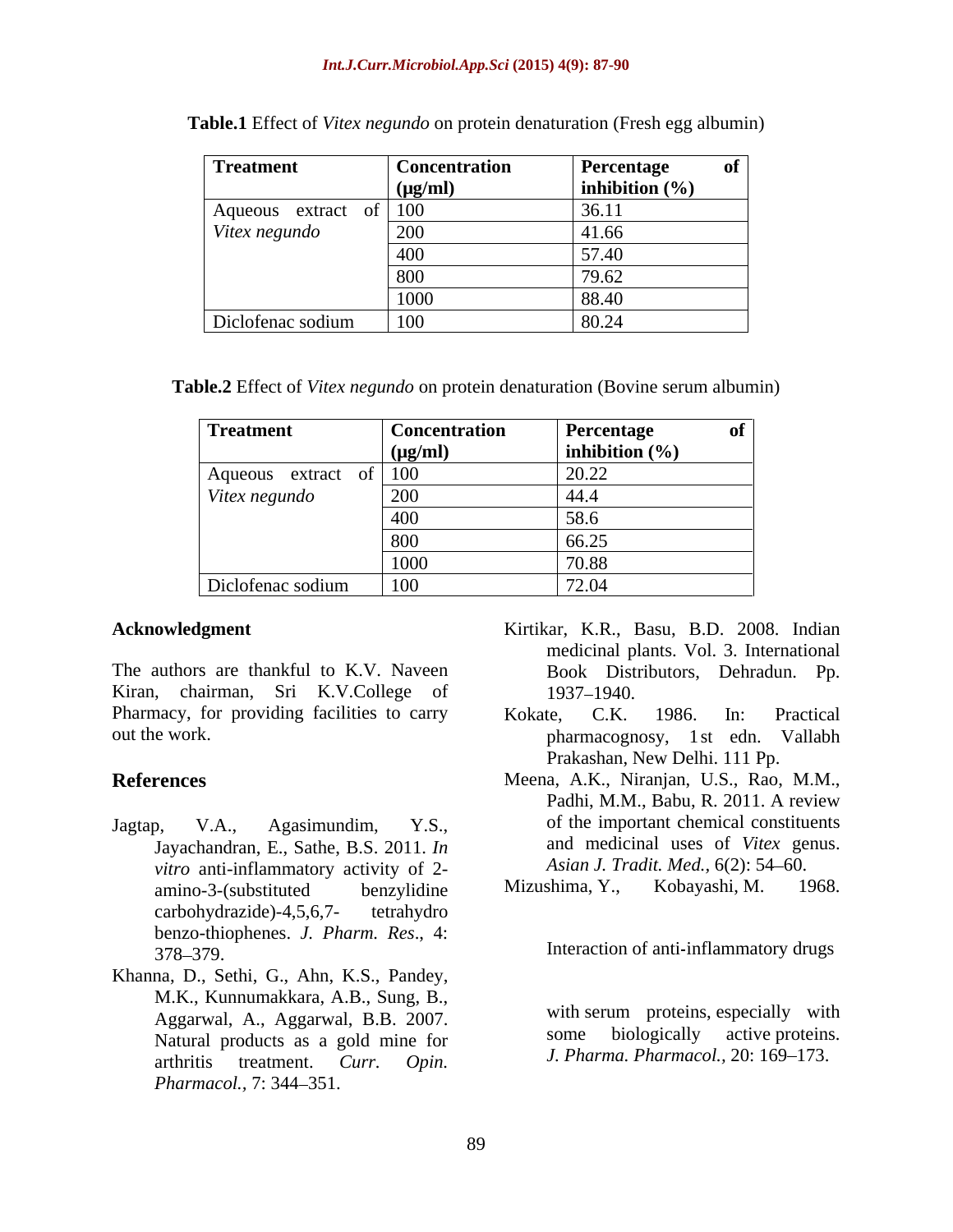**Table.1** Effect of *Vitex negundo* on protein denaturation (Fresh egg albumin)

| Treatment | Concentration (µg/ml) | Percentage of inhibition (%) |
|---|---|---|
| Aqueous extract of *Vitex negundo* | 100 | 36.11 |
| | 200 | 41.66 |
| | 400 | 57.40 |
| | 800 | 79.62 |
| | 1000 | 88.40 |
| Diclofenac sodium | 100 | 80.24 |

**Table.2** Effect of *Vitex negundo* on protein denaturation (Bovine serum albumin)

| Treatment | Concentration (µg/ml) | Percentage of inhibition (%) |
|---|---|---|
| Aqueous extract of *Vitex negundo* | 100 | 20.22 |
| | 200 | 44.4 |
| | 400 | 58.6 |
| | 800 | 66.25 |
| | 1000 | 70.88 |
| Diclofenac sodium | 100 | 72.04 |

## Acknowledgment

The authors are thankful to K.V. Naveen Kiran, chairman, Sri K.V.College of Pharmacy, for providing facilities to carry out the work.

## References

Jagtap, V.A., Agasimundim, Y.S., Jayachandran, E., Sathe, B.S. 2011. *In vitro* anti-inflammatory activity of 2-amino-3-(substituted benzylidine carbohydrazide)-4,5,6,7- tetrahydro benzo-thiophenes. *J. Pharm. Res*., 4: 378–379.

Khanna, D., Sethi, G., Ahn, K.S., Pandey, M.K., Kunnumakkara, A.B., Sung, B., Aggarwal, A., Aggarwal, B.B. 2007. Natural products as a gold mine for arthritis treatment. *Curr. Opin. Pharmacol.,* 7: 344–351.

Kirtikar, K.R., Basu, B.D. 2008. Indian medicinal plants. Vol. 3. International Book Distributors, Dehradun. Pp. 1937–1940.

Kokate, C.K. 1986. In: Practical pharmacognosy, 1st edn. Vallabh Prakashan, New Delhi. 111 Pp.

Meena, A.K., Niranjan, U.S., Rao, M.M., Padhi, M.M., Babu, R. 2011. A review of the important chemical constituents and medicinal uses of *Vitex* genus. *Asian J. Tradit. Med.,* 6(2): 54–60.

Mizushima, Y., Kobayashi, M. 1968. Interaction of anti-inflammatory drugs with serum proteins, especially with some biologically active proteins. *J. Pharma. Pharmacol.,* 20: 169–173.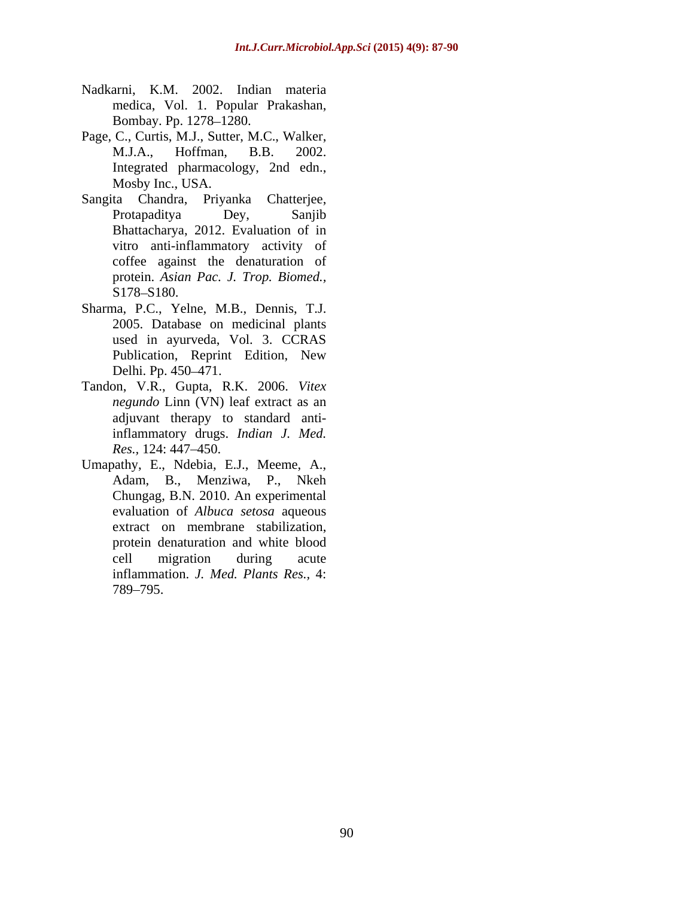Nadkarni, K.M. 2002. Indian materia medica, Vol. 1. Popular Prakashan, Bombay. Pp. 1278–1280.

Page, C., Curtis, M.J., Sutter, M.C., Walker, M.J.A., Hoffman, B.B. 2002. Integrated pharmacology, 2nd edn., Mosby Inc., USA.

Sangita Chandra, Priyanka Chatterjee, Protapaditya Dey, Sanjib Bhattacharya, 2012. Evaluation of in vitro anti-inflammatory activity of coffee against the denaturation of protein. *Asian Pac. J. Trop. Biomed.*, S178–S180.

Sharma, P.C., Yelne, M.B., Dennis, T.J. 2005. Database on medicinal plants used in ayurveda, Vol. 3. CCRAS Publication, Reprint Edition, New Delhi. Pp. 450–471.

Tandon, V.R., Gupta, R.K. 2006. *Vitex negundo* Linn (VN) leaf extract as an adjuvant therapy to standard anti-inflammatory drugs. *Indian J. Med. Res.*, 124: 447–450.

Umapathy, E., Ndebia, E.J., Meeme, A., Adam, B., Menziwa, P., Nkeh Chungag, B.N. 2010. An experimental evaluation of *Albuca setosa* aqueous extract on membrane stabilization, protein denaturation and white blood cell migration during acute inflammation. *J. Med. Plants Res.*, 4: 789–795.